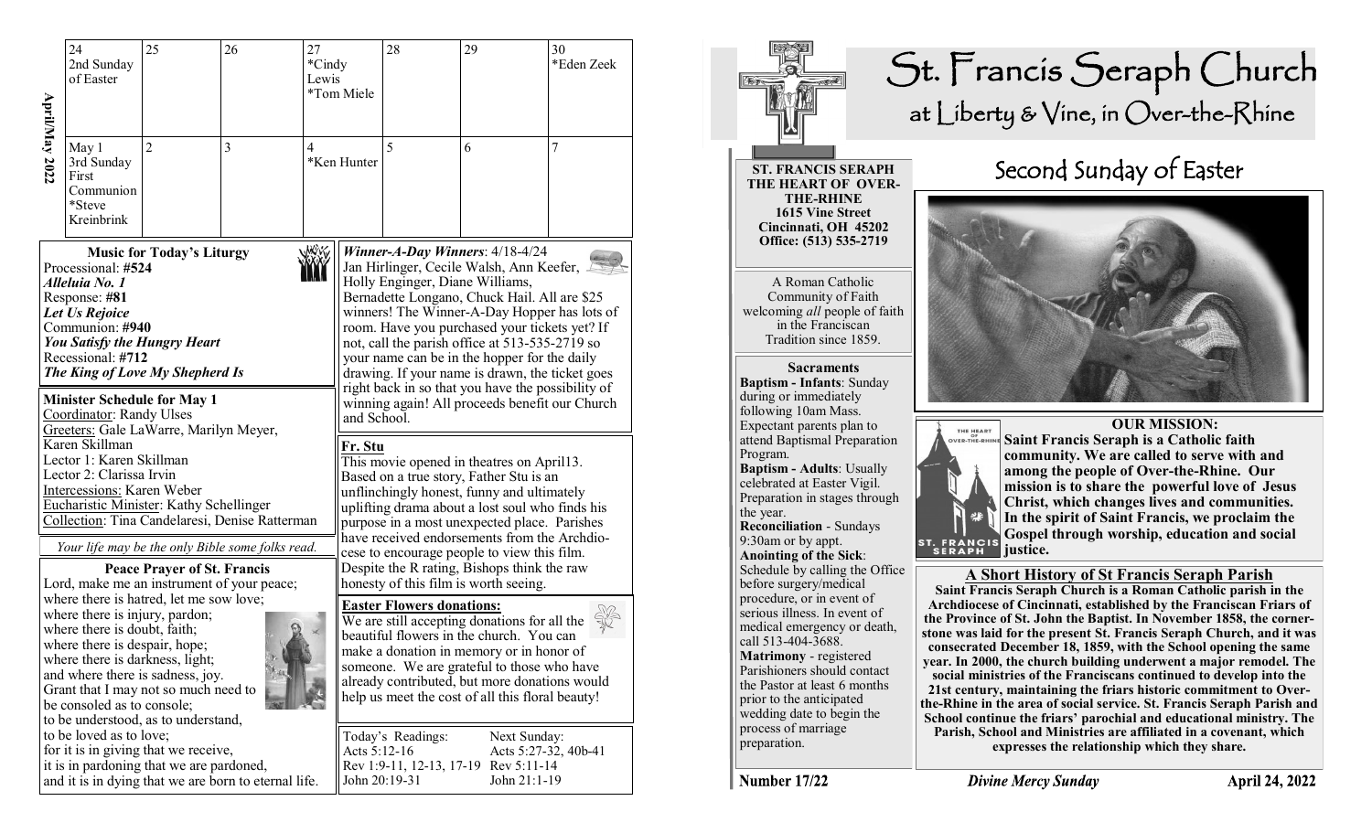# St. Francis Seraph Church

## at Liberty & Vine, in Over-the-Rhine

**ST. FRANCIS SERAPH THE HEART OF OVER-THE-RHINE**
**1615 Vine Street**
**Cincinnati, OH 45202**
**Office: (513) 535-2719**

A Roman Catholic Community of Faith welcoming *all* people of faith in the Franciscan Tradition since 1859.

**Sacraments**

**Baptism - Infants**: Sunday during or immediately following 10am Mass. Expectant parents plan to attend Baptismal Preparation Program.

**Baptism - Adults**: Usually celebrated at Easter Vigil. Preparation in stages through the year.

**Reconciliation** - Sundays 9:30am or by appt.

**Anointing of the Sick**: Schedule by calling the Office before surgery/medical procedure, or in event of serious illness. In event of medical emergency or death, call 513-404-3688.

**Matrimony** - registered Parishioners should contact the Pastor at least 6 months prior to the anticipated wedding date to begin the process of marriage preparation.

## Second Sunday of Easter

**OUR MISSION:**

**Saint Francis Seraph is a Catholic faith community. We are called to serve with and among the people of Over-the-Rhine. Our mission is to share the powerful love of Jesus Christ, which changes lives and communities. In the spirit of Saint Francis, we proclaim the Gospel through worship, education and social justice.**

### A Short History of St Francis Seraph Parish

**Saint Francis Seraph Church is a Roman Catholic parish in the Archdiocese of Cincinnati, established by the Franciscan Friars of the Province of St. John the Baptist. In November 1858, the cornerstone was laid for the present St. Francis Seraph Church, and it was consecrated December 18, 1859, with the School opening the same year. In 2000, the church building underwent a major remodel. The social ministries of the Franciscans continued to develop into the 21st century, maintaining the friars historic commitment to Over-the-Rhine in the area of social service. St. Francis Seraph Parish and School continue the friars' parochial and educational ministry. The Parish, School and Ministries are affiliated in a covenant, which expresses the relationship which they share.**

Number 17/22 — *Divine Mercy Sunday* — April 24, 2022

---

**April/May 2022**

| 24 | 25 | 26 | 27 | 28 | 29 | 30 |
|---|---|---|---|---|---|---|
| 2nd Sunday of Easter | | | *Cindy Lewis *Tom Miele | | | *Eden Zeek |

| May 1 | 2 | 3 | 4 | 5 | 6 | 7 |
|---|---|---|---|---|---|---|
| 3rd Sunday First Communion *Steve Kreinbrink | | | *Ken Hunter | | | |

### Music for Today's Liturgy

Processional: **#524**
***Alleluia No. 1***
Response: **#81**
***Let Us Rejoice***
Communion: **#940**
***You Satisfy the Hungry Heart***
Recessional: **#712**
***The King of Love My Shepherd Is***

### Minister Schedule for May 1

Coordinator: Randy Ulses
Greeters: Gale LaWarre, Marilyn Meyer, Karen Skillman
Lector 1: Karen Skillman
Lector 2: Clarissa Irvin
Intercessions: Karen Weber
Eucharistic Minister: Kathy Schellinger
Collection: Tina Candelaresi, Denise Ratterman

*Your life may be the only Bible some folks read.*

### Peace Prayer of St. Francis

Lord, make me an instrument of your peace;
where there is hatred, let me sow love;
where there is injury, pardon;
where there is doubt, faith;
where there is despair, hope;
where there is darkness, light;
and where there is sadness, joy.
Grant that I may not so much need to be consoled as to console;
to be understood, as to understand,
to be loved as to love;
for it is in giving that we receive,
it is in pardoning that we are pardoned,
and it is in dying that we are born to eternal life.

***Winner-A-Day Winners***: 4/18-4/24
Jan Hirlinger, Cecile Walsh, Ann Keefer, Holly Enginger, Diane Williams, Bernadette Longano, Chuck Hail. All are $25 winners! The Winner-A-Day Hopper has lots of room. Have you purchased your tickets yet? If not, call the parish office at 513-535-2719 so your name can be in the hopper for the daily drawing. If your name is drawn, the ticket goes right back in so that you have the possibility of winning again! All proceeds benefit our Church and School.

### Fr. Stu

This movie opened in theatres on April13. Based on a true story, Father Stu is an unflinchingly honest, funny and ultimately uplifting drama about a lost soul who finds his purpose in a most unexpected place. Parishes have received endorsements from the Archdiocese to encourage people to view this film. Despite the R rating, Bishops think the raw honesty of this film is worth seeing.

### Easter Flowers donations:

We are still accepting donations for all the beautiful flowers in the church. You can make a donation in memory or in honor of someone. We are grateful to those who have already contributed, but more donations would help us meet the cost of all this floral beauty!

| Today's Readings: | Next Sunday: |
|---|---|
| Acts 5:12-16 | Acts 5:27-32, 40b-41 |
| Rev 1:9-11, 12-13, 17-19 | Rev 5:11-14 |
| John 20:19-31 | John 21:1-19 |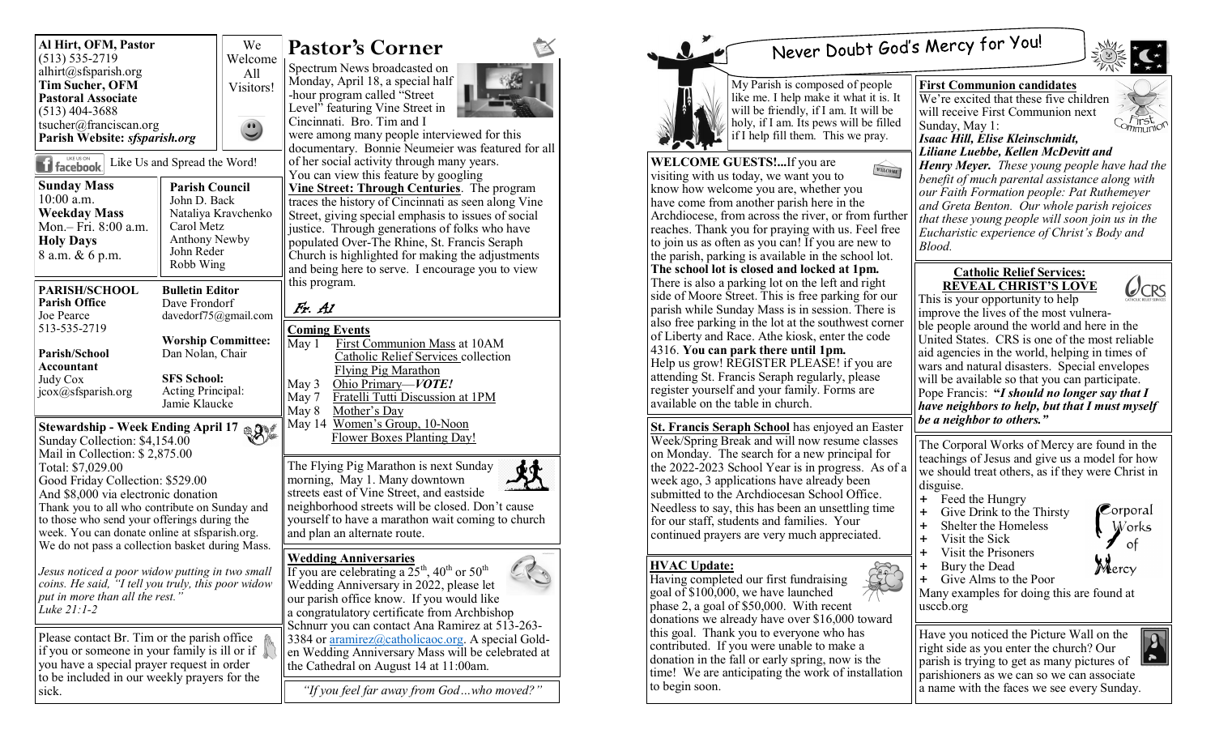**Al Hirt, OFM, Pastor**
(513) 535-2719
alhirt@sfsparish.org
**Tim Sucher, OFM**
**Pastoral Associate**
(513) 404-3688
tsucher@franciscan.org
**Parish Website:** ***sfsparish.org***

We Welcome All Visitors!

Like Us and Spread the Word!

**Sunday Mass**
10:00 a.m.
**Weekday Mass**
Mon.– Fri. 8:00 a.m.
**Holy Days**
8 a.m. & 6 p.m.

**Parish Council**
John D. Back
Nataliya Kravchenko
Carol Metz
Anthony Newby
John Reder
Robb Wing

**PARISH/SCHOOL**
**Parish Office**
Joe Pearce
513-535-2719

**Parish/School Accountant**
Judy Cox
jcox@sfsparish.org

**Bulletin Editor**
Dave Frondorf
davedorf75@gmail.com

**Worship Committee:**
Dan Nolan, Chair

**SFS School:**
Acting Principal:
Jamie Klaucke

**Stewardship - Week Ending April 17**
Sunday Collection: $4,154.00
Mail in Collection: $ 2,875.00
Total: $7,029.00
Good Friday Collection: $529.00
And $8,000 via electronic donation
Thank you to all who contribute on Sunday and to those who send your offerings during the week. You can donate online at sfsparish.org. We do not pass a collection basket during Mass.

*Jesus noticed a poor widow putting in two small coins. He said, "I tell you truly, this poor widow put in more than all the rest." Luke 21:1-2*

Please contact Br. Tim or the parish office if you or someone in your family is ill or if you have a special prayer request in order to be included in our weekly prayers for the sick.

# Pastor's Corner

Spectrum News broadcasted on Monday, April 18, a special half-hour program called "Street Level" featuring Vine Street in Cincinnati. Bro. Tim and I were among many people interviewed for this documentary. Bonnie Neumeier was featured for all of her social activity through many years. You can view this feature by googling **Vine Street: Through Centuries**. The program traces the history of Cincinnati as seen along Vine Street, giving special emphasis to issues of social justice. Through generations of folks who have populated Over-The Rhine, St. Francis Seraph Church is highlighted for making the adjustments and being here to serve. I encourage you to view this program.

*Fr. Al*

**Coming Events**

- May 1 First Communion Mass at 10AM
  Catholic Relief Services collection
  Flying Pig Marathon
- May 3 Ohio Primary—***VOTE!***
- May 7 Fratelli Tutti Discussion at 1PM
- May 8 Mother's Day
- May 14 Women's Group, 10-Noon
  Flower Boxes Planting Day!

The Flying Pig Marathon is next Sunday morning, May 1. Many downtown streets east of Vine Street, and eastside neighborhood streets will be closed. Don't cause yourself to have a marathon wait coming to church and plan an alternate route.

**Wedding Anniversaries**
If you are celebrating a 25th, 40th or 50th Wedding Anniversary in 2022, please let our parish office know. If you would like a congratulatory certificate from Archbishop Schnurr you can contact Ana Ramirez at 513-263-3384 or aramirez@catholicaoc.org. A special Golden Wedding Anniversary Mass will be celebrated at the Cathedral on August 14 at 11:00am.

*"If you feel far away from God…who moved?"*

## Never Doubt God's Mercy for You!

My Parish is composed of people like me. I help make it what it is. It will be friendly, if I am. It will be holy, if I am. Its pews will be filled if I help fill them. This we pray.

**WELCOME GUESTS!...**If you are visiting with us today, we want you to know how welcome you are, whether you have come from another parish here in the Archdiocese, from across the river, or from further reaches. Thank you for praying with us. Feel free to join us as often as you can! If you are new to the parish, parking is available in the school lot. **The school lot is closed and locked at 1pm.** There is also a parking lot on the left and right side of Moore Street. This is free parking for our parish while Sunday Mass is in session. There is also free parking in the lot at the southwest corner of Liberty and Race. Athe kiosk, enter the code 4316. **You can park there until 1pm.**
Help us grow! REGISTER PLEASE! if you are attending St. Francis Seraph regularly, please register yourself and your family. Forms are available on the table in church.

**St. Francis Seraph School** has enjoyed an Easter Week/Spring Break and will now resume classes on Monday. The search for a new principal for the 2022-2023 School Year is in progress. As of a week ago, 3 applications have already been submitted to the Archdiocesan School Office. Needless to say, this has been an unsettling time for our staff, students and families. Your continued prayers are very much appreciated.

**HVAC Update:**
Having completed our first fundraising goal of $100,000, we have launched phase 2, a goal of $50,000. With recent donations we already have over $16,000 toward this goal. Thank you to everyone who has contributed. If you were unable to make a donation in the fall or early spring, now is the time! We are anticipating the work of installation to begin soon.

**First Communion candidates**
We're excited that these five children will receive First Communion next Sunday, May 1:
***Isaac Hill, Elise Kleinschmidt, Liliane Luebbe, Kellen McDevitt and Henry Meyer.*** *These young people have had the benefit of much parental assistance along with our Faith Formation people: Pat Ruthemeyer and Greta Benton. Our whole parish rejoices that these young people will soon join us in the Eucharistic experience of Christ's Body and Blood.*

**Catholic Relief Services:**
**REVEAL CHRIST'S LOVE**
This is your opportunity to help improve the lives of the most vulnerable people around the world and here in the United States. CRS is one of the most reliable aid agencies in the world, helping in times of wars and natural disasters. Special envelopes will be available so that you can participate. Pope Francis: ***"I should no longer say that I have neighbors to help, but that I must myself be a neighbor to others."***

The Corporal Works of Mercy are found in the teachings of Jesus and give us a model for how we should treat others, as if they were Christ in disguise.

- Feed the Hungry
- Give Drink to the Thirsty
- Shelter the Homeless
- Visit the Sick
- Visit the Prisoners
- Bury the Dead
- Give Alms to the Poor

Many examples for doing this are found at usccb.org

Have you noticed the Picture Wall on the right side as you enter the church? Our parish is trying to get as many pictures of parishioners as we can so we can associate a name with the faces we see every Sunday.